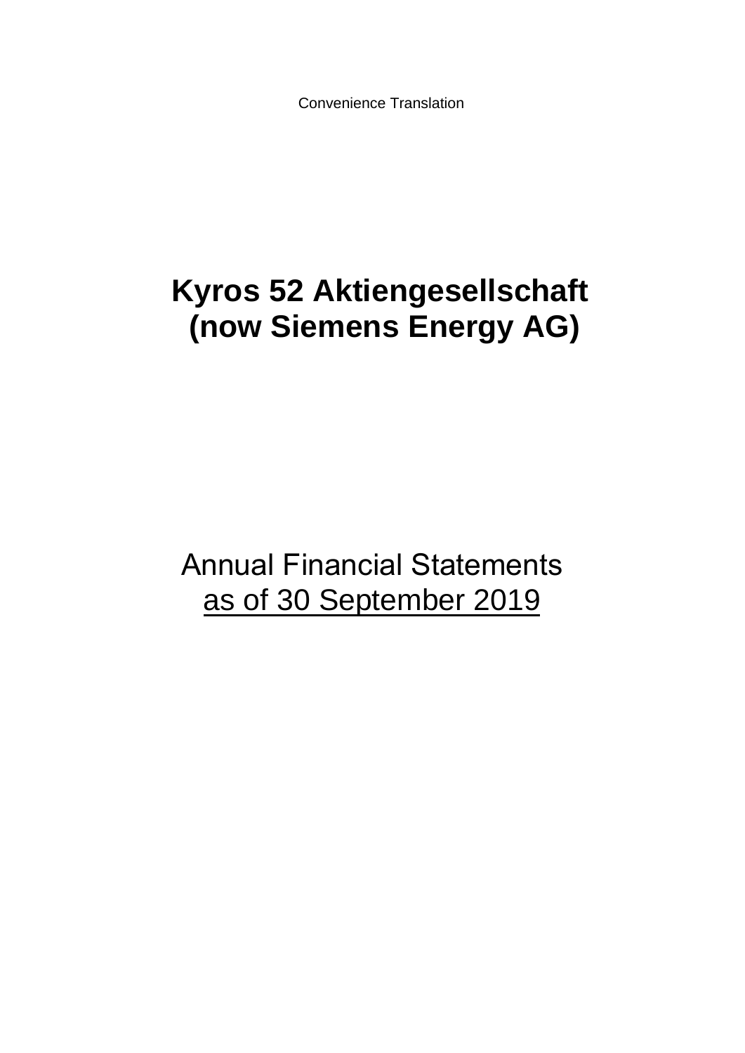Convenience Translation

# Kyros 52 Aktiengesellschaft
# (now Siemens Energy AG)

Annual Financial Statements
as of 30 September 2019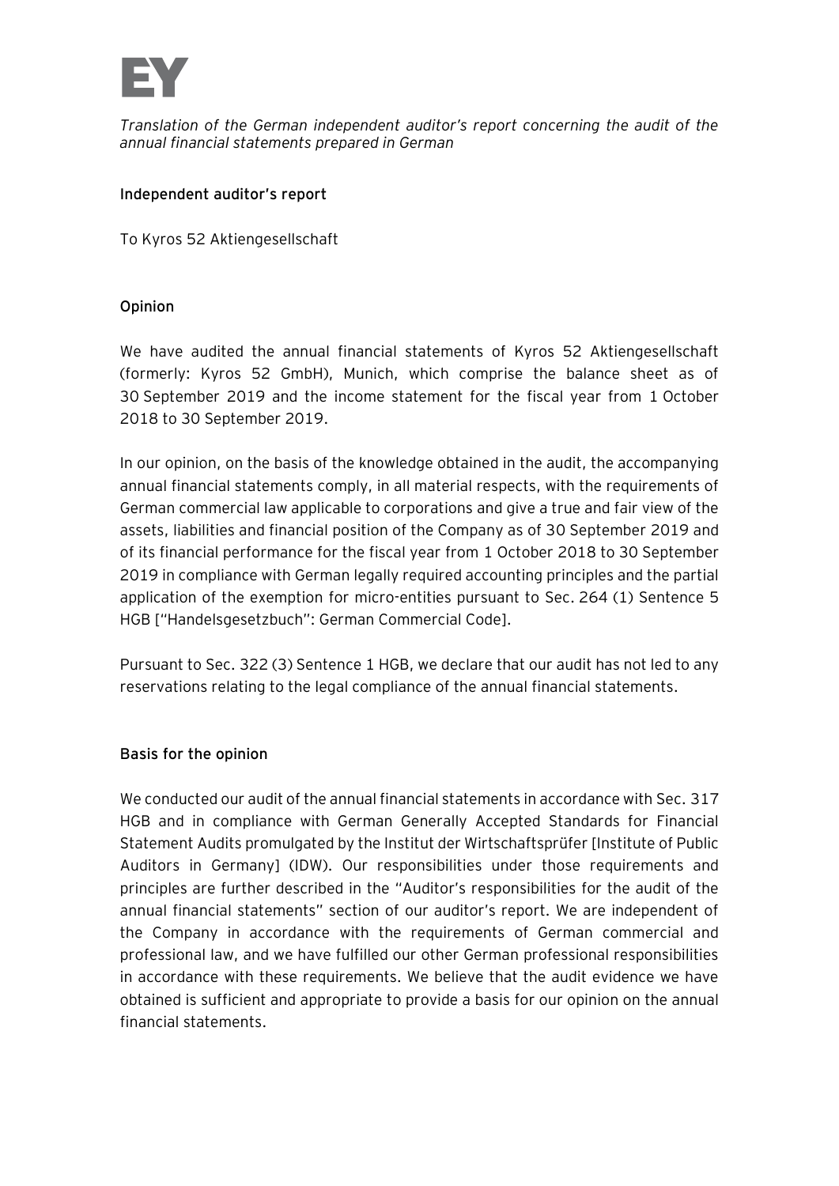*Translation of the German independent auditor's report concerning the audit of the annual financial statements prepared in German*

## Independent auditor's report

To Kyros 52 Aktiengesellschaft

### Opinion

We have audited the annual financial statements of Kyros 52 Aktiengesellschaft (formerly: Kyros 52 GmbH), Munich, which comprise the balance sheet as of 30 September 2019 and the income statement for the fiscal year from 1 October 2018 to 30 September 2019.

In our opinion, on the basis of the knowledge obtained in the audit, the accompanying annual financial statements comply, in all material respects, with the requirements of German commercial law applicable to corporations and give a true and fair view of the assets, liabilities and financial position of the Company as of 30 September 2019 and of its financial performance for the fiscal year from 1 October 2018 to 30 September 2019 in compliance with German legally required accounting principles and the partial application of the exemption for micro-entities pursuant to Sec. 264 (1) Sentence 5 HGB ["Handelsgesetzbuch": German Commercial Code].

Pursuant to Sec. 322 (3) Sentence 1 HGB, we declare that our audit has not led to any reservations relating to the legal compliance of the annual financial statements.

### Basis for the opinion

We conducted our audit of the annual financial statements in accordance with Sec. 317 HGB and in compliance with German Generally Accepted Standards for Financial Statement Audits promulgated by the Institut der Wirtschaftsprüfer [Institute of Public Auditors in Germany] (IDW). Our responsibilities under those requirements and principles are further described in the "Auditor's responsibilities for the audit of the annual financial statements" section of our auditor's report. We are independent of the Company in accordance with the requirements of German commercial and professional law, and we have fulfilled our other German professional responsibilities in accordance with these requirements. We believe that the audit evidence we have obtained is sufficient and appropriate to provide a basis for our opinion on the annual financial statements.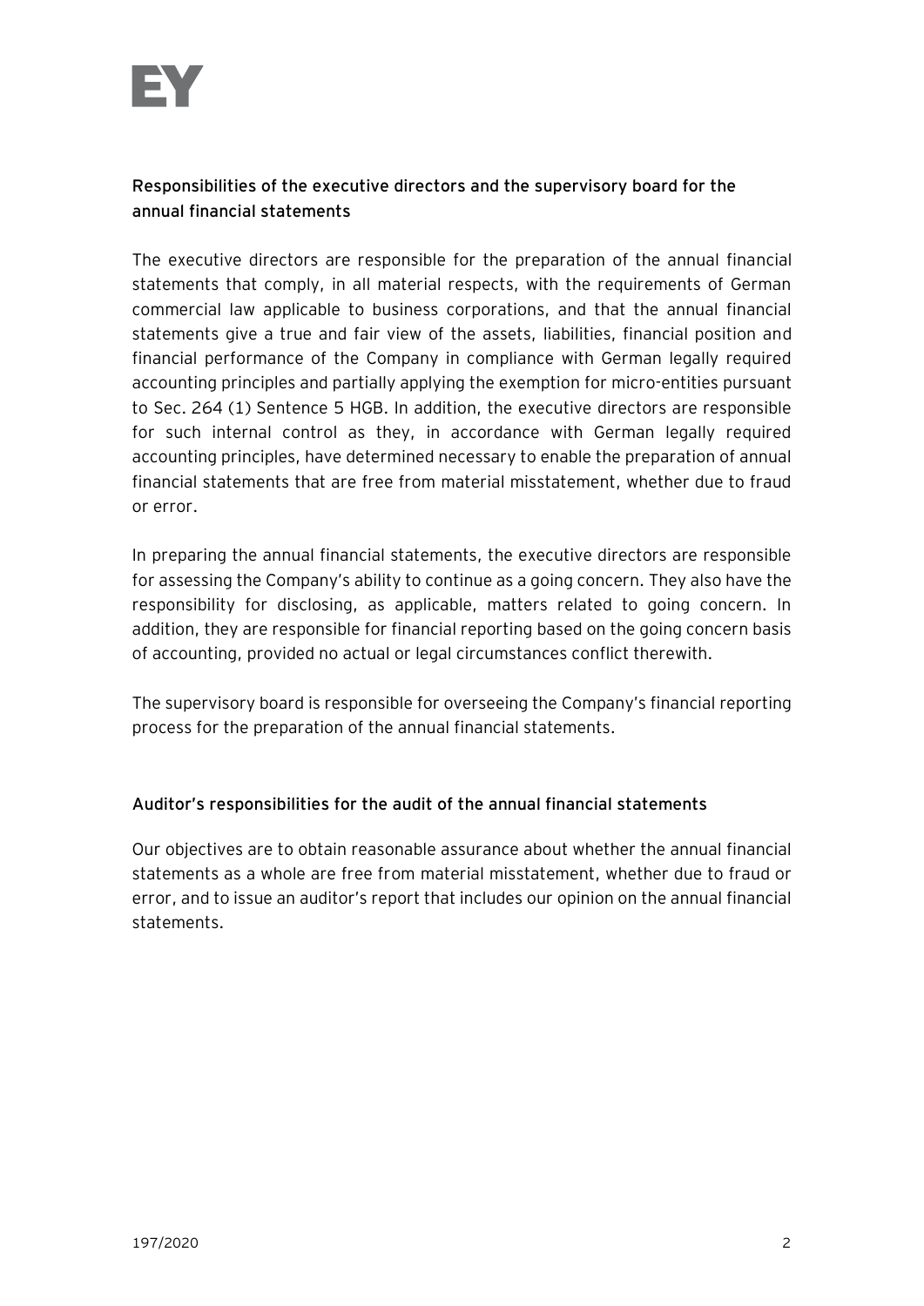## Responsibilities of the executive directors and the supervisory board for the annual financial statements

The executive directors are responsible for the preparation of the annual financial statements that comply, in all material respects, with the requirements of German commercial law applicable to business corporations, and that the annual financial statements give a true and fair view of the assets, liabilities, financial position and financial performance of the Company in compliance with German legally required accounting principles and partially applying the exemption for micro-entities pursuant to Sec. 264 (1) Sentence 5 HGB. In addition, the executive directors are responsible for such internal control as they, in accordance with German legally required accounting principles, have determined necessary to enable the preparation of annual financial statements that are free from material misstatement, whether due to fraud or error.

In preparing the annual financial statements, the executive directors are responsible for assessing the Company's ability to continue as a going concern. They also have the responsibility for disclosing, as applicable, matters related to going concern. In addition, they are responsible for financial reporting based on the going concern basis of accounting, provided no actual or legal circumstances conflict therewith.

The supervisory board is responsible for overseeing the Company's financial reporting process for the preparation of the annual financial statements.

## Auditor's responsibilities for the audit of the annual financial statements

Our objectives are to obtain reasonable assurance about whether the annual financial statements as a whole are free from material misstatement, whether due to fraud or error, and to issue an auditor's report that includes our opinion on the annual financial statements.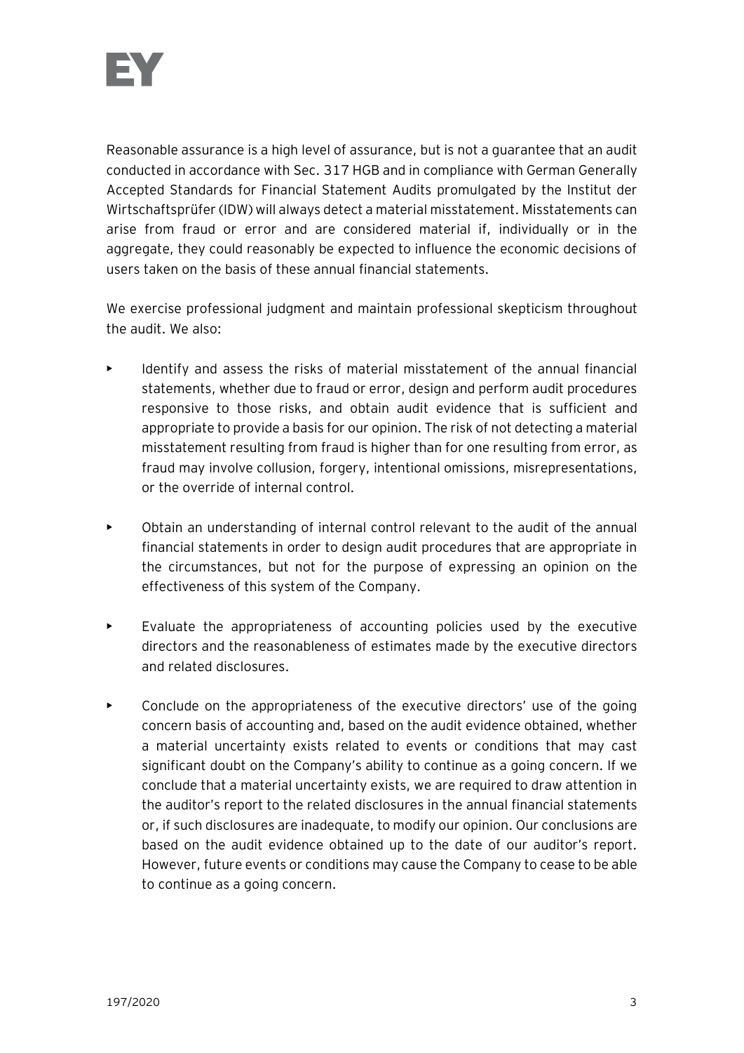Reasonable assurance is a high level of assurance, but is not a guarantee that an audit conducted in accordance with Sec. 317 HGB and in compliance with German Generally Accepted Standards for Financial Statement Audits promulgated by the Institut der Wirtschaftsprüfer (IDW) will always detect a material misstatement. Misstatements can arise from fraud or error and are considered material if, individually or in the aggregate, they could reasonably be expected to influence the economic decisions of users taken on the basis of these annual financial statements.

We exercise professional judgment and maintain professional skepticism throughout the audit. We also:

- Identify and assess the risks of material misstatement of the annual financial statements, whether due to fraud or error, design and perform audit procedures responsive to those risks, and obtain audit evidence that is sufficient and appropriate to provide a basis for our opinion. The risk of not detecting a material misstatement resulting from fraud is higher than for one resulting from error, as fraud may involve collusion, forgery, intentional omissions, misrepresentations, or the override of internal control.

- Obtain an understanding of internal control relevant to the audit of the annual financial statements in order to design audit procedures that are appropriate in the circumstances, but not for the purpose of expressing an opinion on the effectiveness of this system of the Company.

- Evaluate the appropriateness of accounting policies used by the executive directors and the reasonableness of estimates made by the executive directors and related disclosures.

- Conclude on the appropriateness of the executive directors' use of the going concern basis of accounting and, based on the audit evidence obtained, whether a material uncertainty exists related to events or conditions that may cast significant doubt on the Company's ability to continue as a going concern. If we conclude that a material uncertainty exists, we are required to draw attention in the auditor's report to the related disclosures in the annual financial statements or, if such disclosures are inadequate, to modify our opinion. Our conclusions are based on the audit evidence obtained up to the date of our auditor's report. However, future events or conditions may cause the Company to cease to be able to continue as a going concern.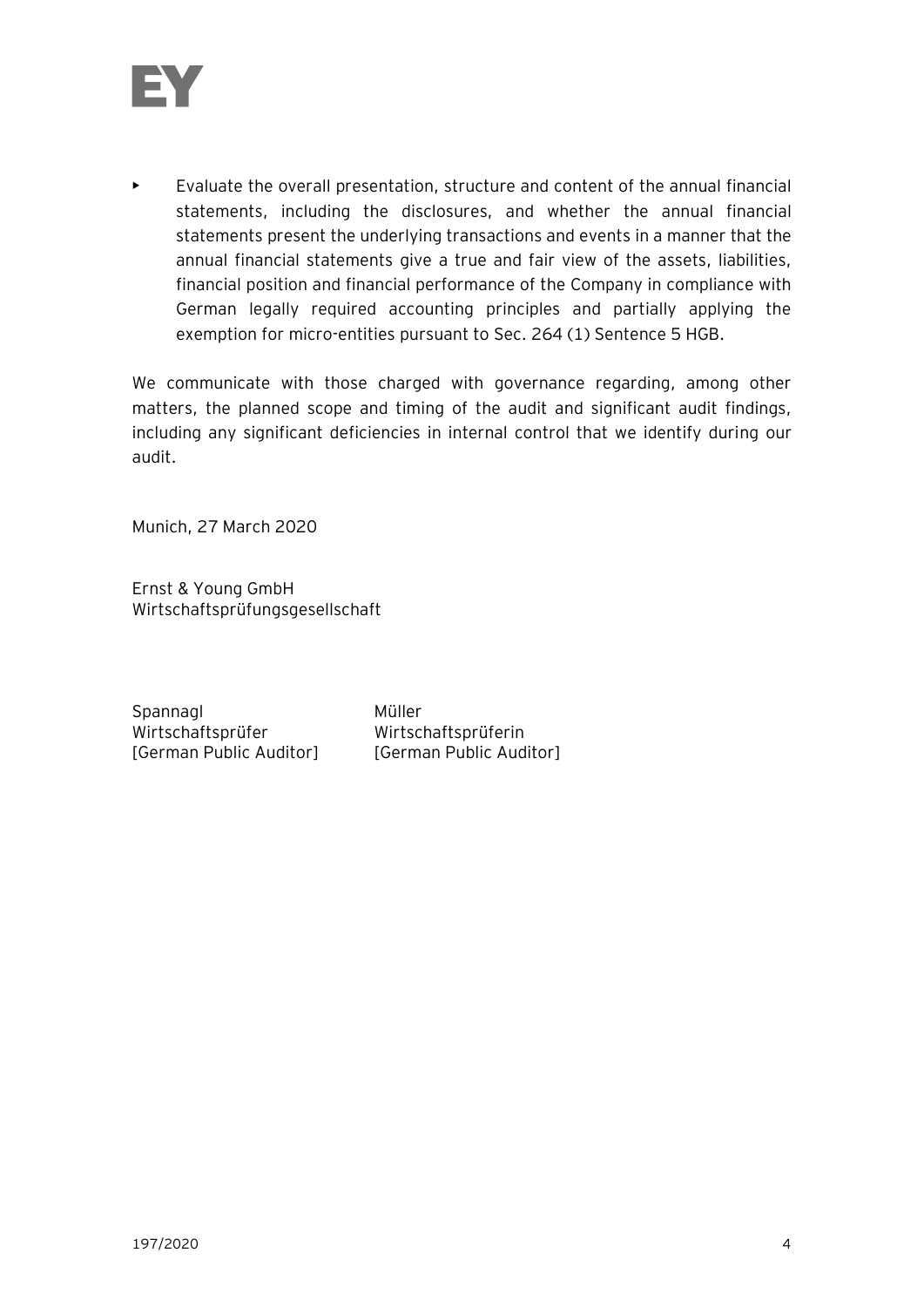- Evaluate the overall presentation, structure and content of the annual financial statements, including the disclosures, and whether the annual financial statements present the underlying transactions and events in a manner that the annual financial statements give a true and fair view of the assets, liabilities, financial position and financial performance of the Company in compliance with German legally required accounting principles and partially applying the exemption for micro-entities pursuant to Sec. 264 (1) Sentence 5 HGB.

We communicate with those charged with governance regarding, among other matters, the planned scope and timing of the audit and significant audit findings, including any significant deficiencies in internal control that we identify during our audit.

Munich, 27 March 2020

Ernst & Young GmbH
Wirtschaftsprüfungsgesellschaft

| | |
|---|---|
| Spannagl | Müller |
| Wirtschaftsprüfer | Wirtschaftsprüferin |
| [German Public Auditor] | [German Public Auditor] |

197/2020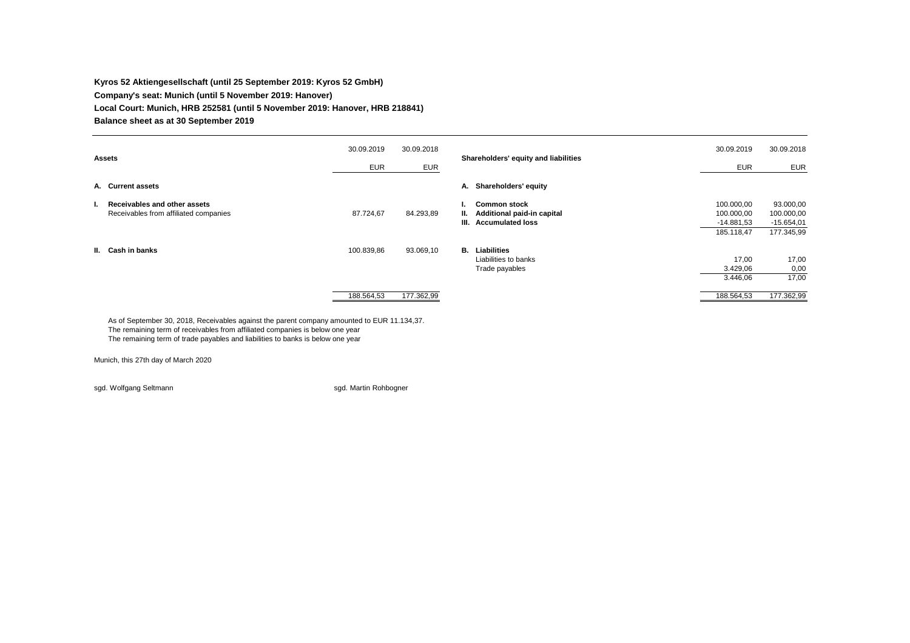**Kyros 52 Aktiengesellschaft (until 25 September 2019: Kyros 52 GmbH)**

**Company's seat: Munich (until 5 November 2019: Hanover)**

**Local Court: Munich, HRB 252581 (until 5 November 2019: Hanover, HRB 218841)**

**Balance sheet as at 30 September 2019**

| **Assets** | 30.09.2019 EUR | 30.09.2018 EUR |
|---|---|---|
| **A. Current assets** | | |
| **I. Receivables and other assets** | | |
| Receivables from affiliated companies | 87.724,67 | 84.293,89 |
| **II. Cash in banks** | 100.839,86 | 93.069,10 |
| | 188.564,53 | 177.362,99 |

| **Shareholders' equity and liabilities** | 30.09.2019 EUR | 30.09.2018 EUR |
|---|---|---|
| **A. Shareholders' equity** | | |
| **I. Common stock** | 100.000,00 | 93.000,00 |
| **II. Additional paid-in capital** | 100.000,00 | 100.000,00 |
| **III. Accumulated loss** | -14.881,53 | -15.654,01 |
| | 185.118,47 | 177.345,99 |
| **B. Liabilities** | | |
| Liabilities to banks | 17,00 | 17,00 |
| Trade payables | 3.429,06 | 0,00 |
| | 3.446,06 | 17,00 |
| | 188.564,53 | 177.362,99 |

As of September 30, 2018, Receivables against the parent company amounted to EUR 11.134,37.
The remaining term of receivables from affiliated companies is below one year
The remaining term of trade payables and liabilities to banks is below one year

Munich, this 27th day of March 2020

sgd. Wolfgang Seltmann

sgd. Martin Rohbogner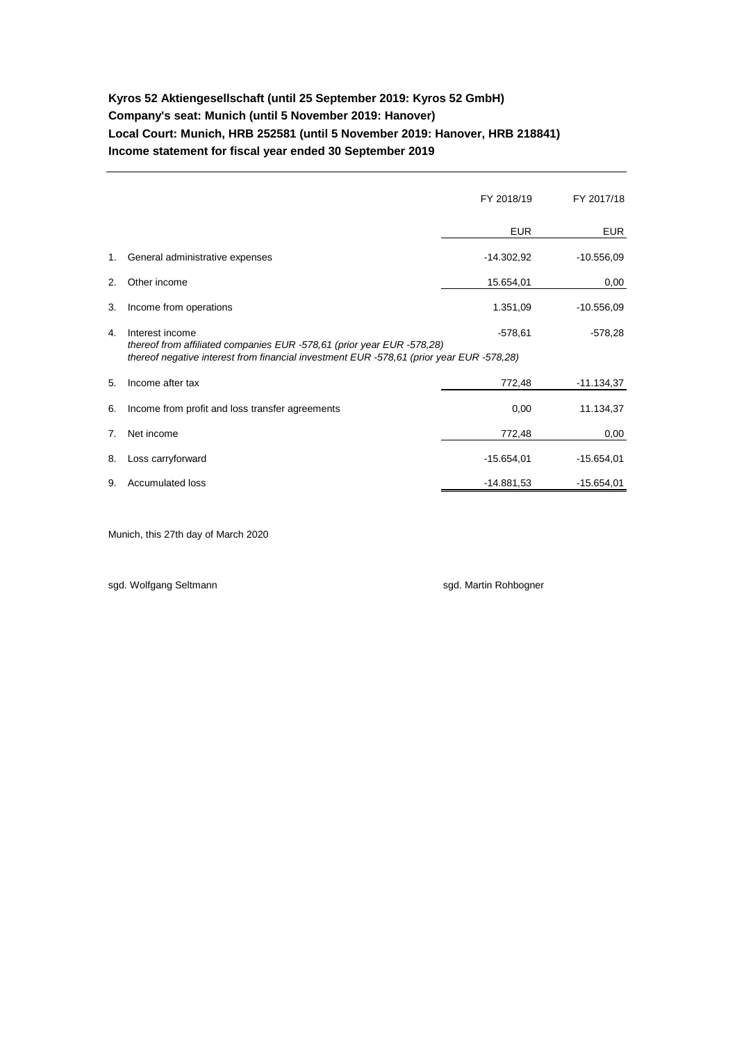**Kyros 52 Aktiengesellschaft (until 25 September 2019: Kyros 52 GmbH)**
**Company's seat: Munich (until 5 November 2019: Hanover)**
**Local Court: Munich, HRB 252581 (until 5 November 2019: Hanover, HRB 218841)**
**Income statement for fiscal year ended 30 September 2019**

| | | FY 2018/19 | FY 2017/18 |
|---|---|---|---|
| | | EUR | EUR |
| 1. | General administrative expenses | -14.302,92 | -10.556,09 |
| 2. | Other income | 15.654,01 | 0,00 |
| 3. | Income from operations | 1.351,09 | -10.556,09 |
| 4. | Interest income<br>*thereof from affiliated companies EUR -578,61 (prior year EUR -578,28)*<br>*thereof negative interest from financial investment EUR -578,61 (prior year EUR -578,28)* | -578,61 | -578,28 |
| 5. | Income after tax | 772,48 | -11.134,37 |
| 6. | Income from profit and loss transfer agreements | 0,00 | 11.134,37 |
| 7. | Net income | 772,48 | 0,00 |
| 8. | Loss carryforward | -15.654,01 | -15.654,01 |
| 9. | Accumulated loss | -14.881,53 | -15.654,01 |

Munich, this 27th day of March 2020

sgd. Wolfgang Seltmann

sgd. Martin Rohbogner